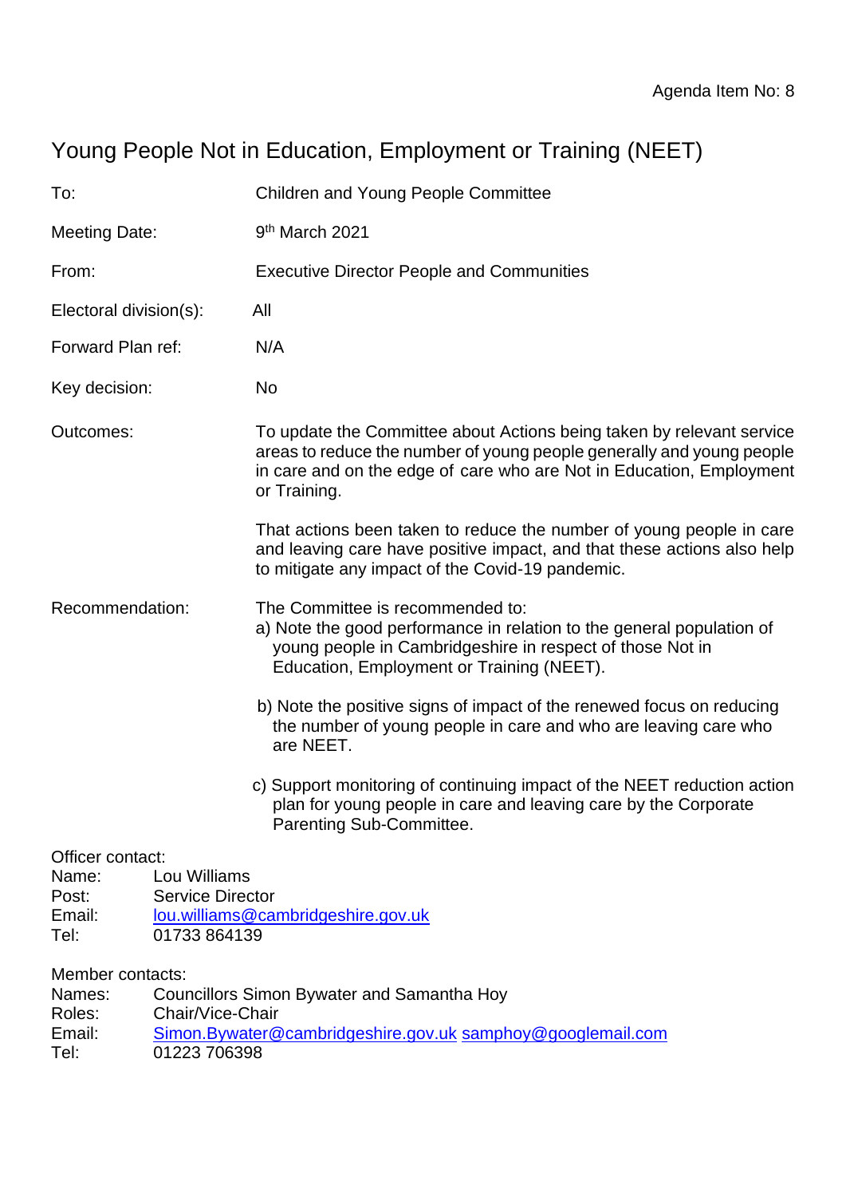Agenda Item No: 8

# Young People Not in Education, Employment or Training (NEET)

To: Children and Young People Committee

Meeting Date: 9th March 2021

From: Executive Director People and Communities

Electoral division(s): All

Forward Plan ref: N/A

Key decision: No

Outcomes: To update the Committee about Actions being taken by relevant service areas to reduce the number of young people generally and young people in care and on the edge of care who are Not in Education, Employment or Training.

That actions been taken to reduce the number of young people in care and leaving care have positive impact, and that these actions also help to mitigate any impact of the Covid-19 pandemic.

Recommendation: The Committee is recommended to:

a) Note the good performance in relation to the general population of young people in Cambridgeshire in respect of those Not in Education, Employment or Training (NEET).

b) Note the positive signs of impact of the renewed focus on reducing the number of young people in care and who are leaving care who are NEET.

c) Support monitoring of continuing impact of the NEET reduction action plan for young people in care and leaving care by the Corporate Parenting Sub-Committee.

Officer contact:
Name: Lou Williams
Post: Service Director
Email: lou.williams@cambridgeshire.gov.uk
Tel: 01733 864139

Member contacts:
Names: Councillors Simon Bywater and Samantha Hoy
Roles: Chair/Vice-Chair
Email: Simon.Bywater@cambridgeshire.gov.uk samphoy@googlemail.com
Tel: 01223 706398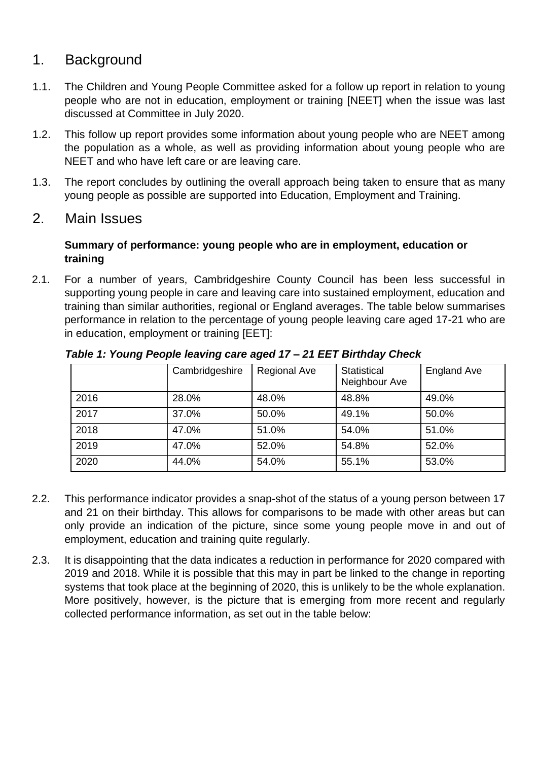## 1. Background

1.1. The Children and Young People Committee asked for a follow up report in relation to young people who are not in education, employment or training [NEET] when the issue was last discussed at Committee in July 2020.

1.2. This follow up report provides some information about young people who are NEET among the population as a whole, as well as providing information about young people who are NEET and who have left care or are leaving care.

1.3. The report concludes by outlining the overall approach being taken to ensure that as many young people as possible are supported into Education, Employment and Training.

## 2. Main Issues

**Summary of performance: young people who are in employment, education or training**

2.1. For a number of years, Cambridgeshire County Council has been less successful in supporting young people in care and leaving care into sustained employment, education and training than similar authorities, regional or England averages. The table below summarises performance in relation to the percentage of young people leaving care aged 17-21 who are in education, employment or training [EET]:

***Table 1: Young People leaving care aged 17 – 21 EET Birthday Check***

| | Cambridgeshire | Regional Ave | Statistical Neighbour Ave | England Ave |
|---|---|---|---|---|
| 2016 | 28.0% | 48.0% | 48.8% | 49.0% |
| 2017 | 37.0% | 50.0% | 49.1% | 50.0% |
| 2018 | 47.0% | 51.0% | 54.0% | 51.0% |
| 2019 | 47.0% | 52.0% | 54.8% | 52.0% |
| 2020 | 44.0% | 54.0% | 55.1% | 53.0% |

2.2. This performance indicator provides a snap-shot of the status of a young person between 17 and 21 on their birthday. This allows for comparisons to be made with other areas but can only provide an indication of the picture, since some young people move in and out of employment, education and training quite regularly.

2.3. It is disappointing that the data indicates a reduction in performance for 2020 compared with 2019 and 2018. While it is possible that this may in part be linked to the change in reporting systems that took place at the beginning of 2020, this is unlikely to be the whole explanation. More positively, however, is the picture that is emerging from more recent and regularly collected performance information, as set out in the table below: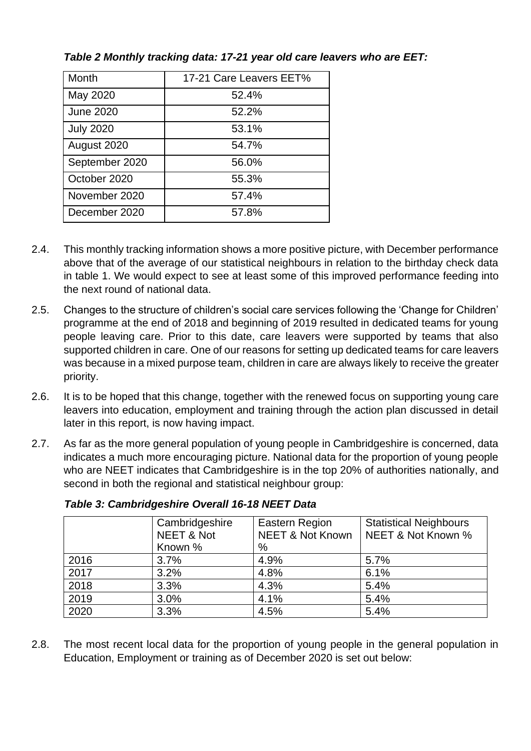***Table 2 Monthly tracking data: 17-21 year old care leavers who are EET:***

| Month | 17-21 Care Leavers EET% |
|---|---|
| May 2020 | 52.4% |
| June 2020 | 52.2% |
| July 2020 | 53.1% |
| August 2020 | 54.7% |
| September 2020 | 56.0% |
| October 2020 | 55.3% |
| November 2020 | 57.4% |
| December 2020 | 57.8% |

2.4. This monthly tracking information shows a more positive picture, with December performance above that of the average of our statistical neighbours in relation to the birthday check data in table 1. We would expect to see at least some of this improved performance feeding into the next round of national data.

2.5. Changes to the structure of children's social care services following the 'Change for Children' programme at the end of 2018 and beginning of 2019 resulted in dedicated teams for young people leaving care. Prior to this date, care leavers were supported by teams that also supported children in care. One of our reasons for setting up dedicated teams for care leavers was because in a mixed purpose team, children in care are always likely to receive the greater priority.

2.6. It is to be hoped that this change, together with the renewed focus on supporting young care leavers into education, employment and training through the action plan discussed in detail later in this report, is now having impact.

2.7. As far as the more general population of young people in Cambridgeshire is concerned, data indicates a much more encouraging picture. National data for the proportion of young people who are NEET indicates that Cambridgeshire is in the top 20% of authorities nationally, and second in both the regional and statistical neighbour group:

***Table 3: Cambridgeshire Overall 16-18 NEET Data***

| | Cambridgeshire NEET & Not Known % | Eastern Region NEET & Not Known % | Statistical Neighbours NEET & Not Known % |
|---|---|---|---|
| 2016 | 3.7% | 4.9% | 5.7% |
| 2017 | 3.2% | 4.8% | 6.1% |
| 2018 | 3.3% | 4.3% | 5.4% |
| 2019 | 3.0% | 4.1% | 5.4% |
| 2020 | 3.3% | 4.5% | 5.4% |

2.8. The most recent local data for the proportion of young people in the general population in Education, Employment or training as of December 2020 is set out below: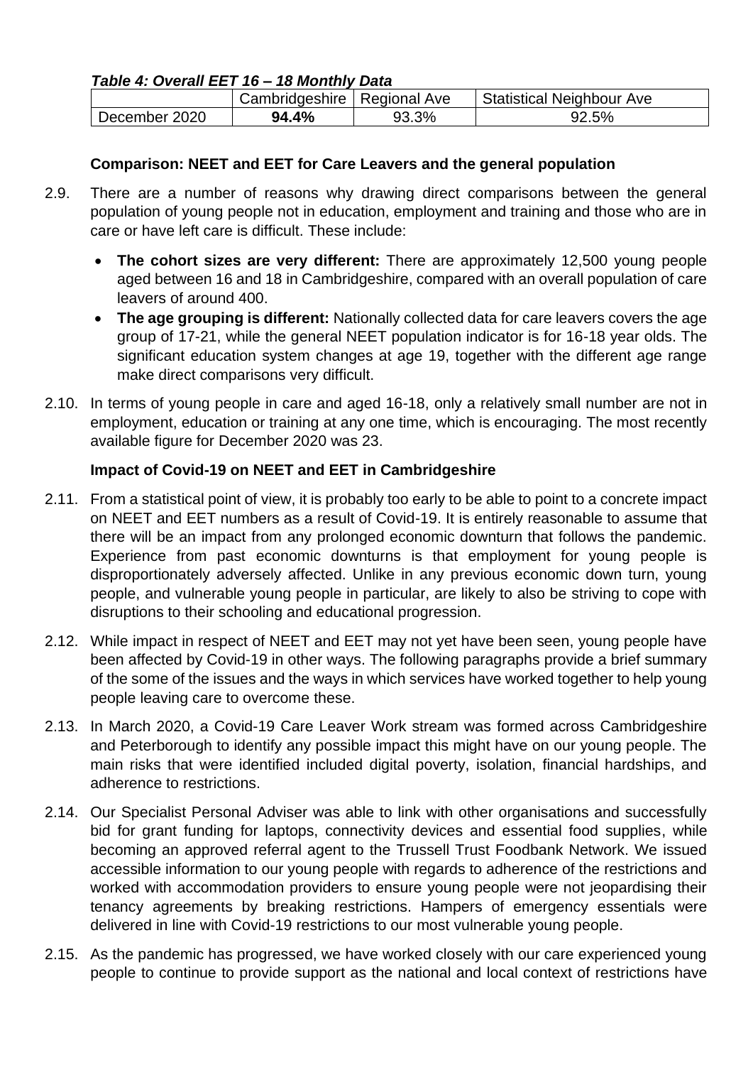***Table 4: Overall EET 16 – 18 Monthly Data***

| | Cambridgeshire | Regional Ave | Statistical Neighbour Ave |
|---|---|---|---|
| December 2020 | **94.4%** | 93.3% | 92.5% |

**Comparison: NEET and EET for Care Leavers and the general population**

2.9. There are a number of reasons why drawing direct comparisons between the general population of young people not in education, employment and training and those who are in care or have left care is difficult. These include:

- **The cohort sizes are very different:** There are approximately 12,500 young people aged between 16 and 18 in Cambridgeshire, compared with an overall population of care leavers of around 400.
- **The age grouping is different:** Nationally collected data for care leavers covers the age group of 17-21, while the general NEET population indicator is for 16-18 year olds. The significant education system changes at age 19, together with the different age range make direct comparisons very difficult.

2.10. In terms of young people in care and aged 16-18, only a relatively small number are not in employment, education or training at any one time, which is encouraging. The most recently available figure for December 2020 was 23.

**Impact of Covid-19 on NEET and EET in Cambridgeshire**

2.11. From a statistical point of view, it is probably too early to be able to point to a concrete impact on NEET and EET numbers as a result of Covid-19. It is entirely reasonable to assume that there will be an impact from any prolonged economic downturn that follows the pandemic. Experience from past economic downturns is that employment for young people is disproportionately adversely affected. Unlike in any previous economic down turn, young people, and vulnerable young people in particular, are likely to also be striving to cope with disruptions to their schooling and educational progression.

2.12. While impact in respect of NEET and EET may not yet have been seen, young people have been affected by Covid-19 in other ways. The following paragraphs provide a brief summary of the some of the issues and the ways in which services have worked together to help young people leaving care to overcome these.

2.13. In March 2020, a Covid-19 Care Leaver Work stream was formed across Cambridgeshire and Peterborough to identify any possible impact this might have on our young people. The main risks that were identified included digital poverty, isolation, financial hardships, and adherence to restrictions.

2.14. Our Specialist Personal Adviser was able to link with other organisations and successfully bid for grant funding for laptops, connectivity devices and essential food supplies, while becoming an approved referral agent to the Trussell Trust Foodbank Network. We issued accessible information to our young people with regards to adherence of the restrictions and worked with accommodation providers to ensure young people were not jeopardising their tenancy agreements by breaking restrictions. Hampers of emergency essentials were delivered in line with Covid-19 restrictions to our most vulnerable young people.

2.15. As the pandemic has progressed, we have worked closely with our care experienced young people to continue to provide support as the national and local context of restrictions have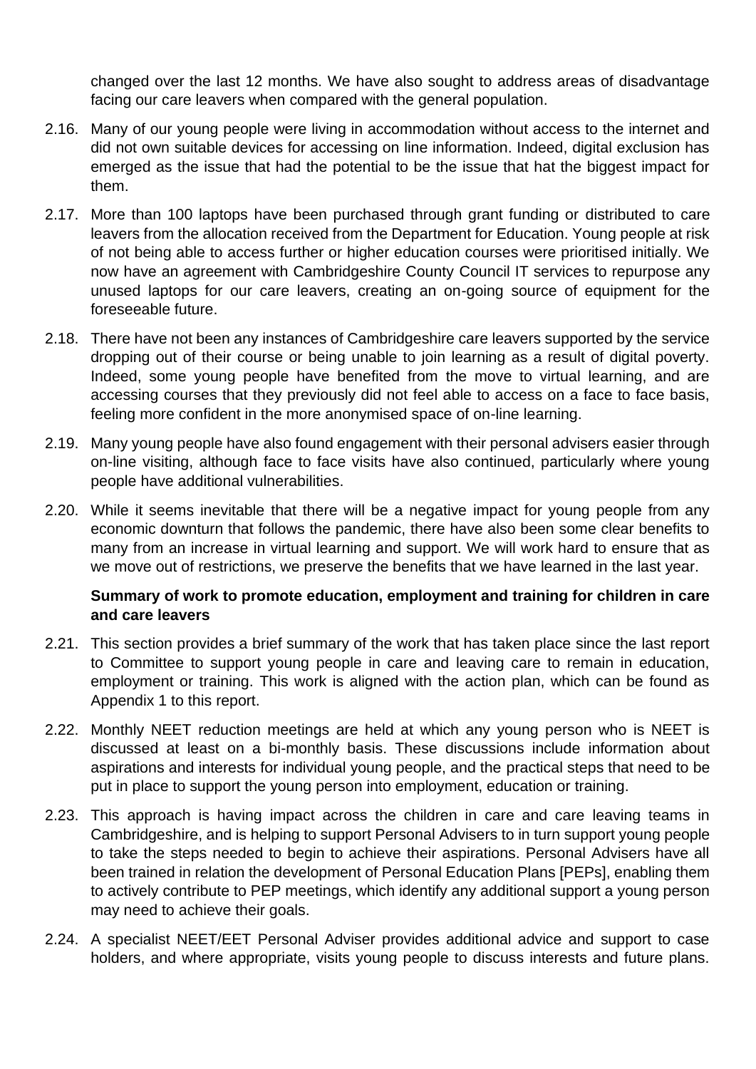changed over the last 12 months. We have also sought to address areas of disadvantage facing our care leavers when compared with the general population.

2.16. Many of our young people were living in accommodation without access to the internet and did not own suitable devices for accessing on line information. Indeed, digital exclusion has emerged as the issue that had the potential to be the issue that hat the biggest impact for them.

2.17. More than 100 laptops have been purchased through grant funding or distributed to care leavers from the allocation received from the Department for Education. Young people at risk of not being able to access further or higher education courses were prioritised initially. We now have an agreement with Cambridgeshire County Council IT services to repurpose any unused laptops for our care leavers, creating an on-going source of equipment for the foreseeable future.

2.18. There have not been any instances of Cambridgeshire care leavers supported by the service dropping out of their course or being unable to join learning as a result of digital poverty. Indeed, some young people have benefited from the move to virtual learning, and are accessing courses that they previously did not feel able to access on a face to face basis, feeling more confident in the more anonymised space of on-line learning.

2.19. Many young people have also found engagement with their personal advisers easier through on-line visiting, although face to face visits have also continued, particularly where young people have additional vulnerabilities.

2.20. While it seems inevitable that there will be a negative impact for young people from any economic downturn that follows the pandemic, there have also been some clear benefits to many from an increase in virtual learning and support. We will work hard to ensure that as we move out of restrictions, we preserve the benefits that we have learned in the last year.

**Summary of work to promote education, employment and training for children in care and care leavers**

2.21. This section provides a brief summary of the work that has taken place since the last report to Committee to support young people in care and leaving care to remain in education, employment or training. This work is aligned with the action plan, which can be found as Appendix 1 to this report.

2.22. Monthly NEET reduction meetings are held at which any young person who is NEET is discussed at least on a bi-monthly basis. These discussions include information about aspirations and interests for individual young people, and the practical steps that need to be put in place to support the young person into employment, education or training.

2.23. This approach is having impact across the children in care and care leaving teams in Cambridgeshire, and is helping to support Personal Advisers to in turn support young people to take the steps needed to begin to achieve their aspirations. Personal Advisers have all been trained in relation the development of Personal Education Plans [PEPs], enabling them to actively contribute to PEP meetings, which identify any additional support a young person may need to achieve their goals.

2.24. A specialist NEET/EET Personal Adviser provides additional advice and support to case holders, and where appropriate, visits young people to discuss interests and future plans.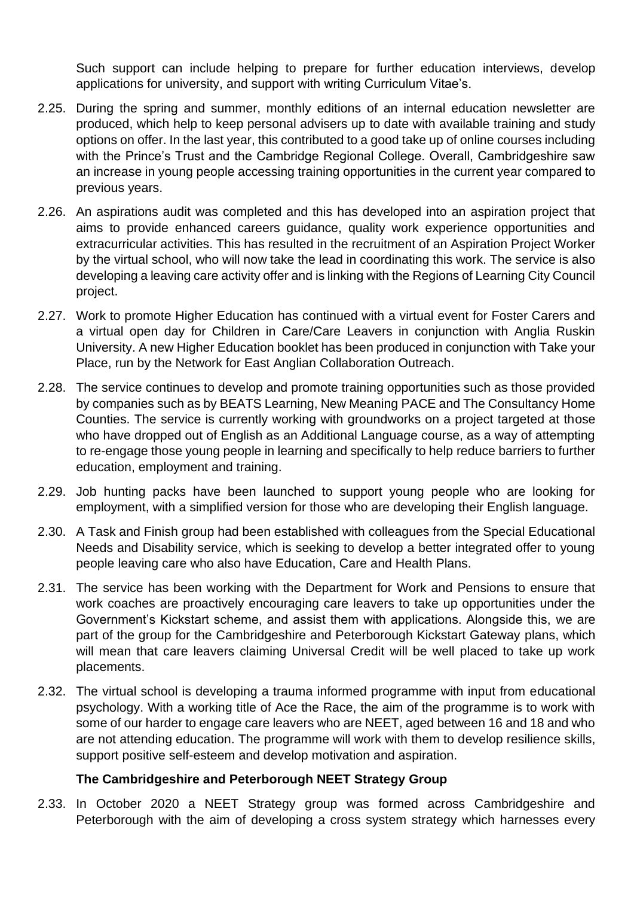Such support can include helping to prepare for further education interviews, develop applications for university, and support with writing Curriculum Vitae's.

2.25. During the spring and summer, monthly editions of an internal education newsletter are produced, which help to keep personal advisers up to date with available training and study options on offer. In the last year, this contributed to a good take up of online courses including with the Prince's Trust and the Cambridge Regional College. Overall, Cambridgeshire saw an increase in young people accessing training opportunities in the current year compared to previous years.

2.26. An aspirations audit was completed and this has developed into an aspiration project that aims to provide enhanced careers guidance, quality work experience opportunities and extracurricular activities. This has resulted in the recruitment of an Aspiration Project Worker by the virtual school, who will now take the lead in coordinating this work. The service is also developing a leaving care activity offer and is linking with the Regions of Learning City Council project.

2.27. Work to promote Higher Education has continued with a virtual event for Foster Carers and a virtual open day for Children in Care/Care Leavers in conjunction with Anglia Ruskin University. A new Higher Education booklet has been produced in conjunction with Take your Place, run by the Network for East Anglian Collaboration Outreach.

2.28. The service continues to develop and promote training opportunities such as those provided by companies such as by BEATS Learning, New Meaning PACE and The Consultancy Home Counties. The service is currently working with groundworks on a project targeted at those who have dropped out of English as an Additional Language course, as a way of attempting to re-engage those young people in learning and specifically to help reduce barriers to further education, employment and training.

2.29. Job hunting packs have been launched to support young people who are looking for employment, with a simplified version for those who are developing their English language.

2.30. A Task and Finish group had been established with colleagues from the Special Educational Needs and Disability service, which is seeking to develop a better integrated offer to young people leaving care who also have Education, Care and Health Plans.

2.31. The service has been working with the Department for Work and Pensions to ensure that work coaches are proactively encouraging care leavers to take up opportunities under the Government's Kickstart scheme, and assist them with applications. Alongside this, we are part of the group for the Cambridgeshire and Peterborough Kickstart Gateway plans, which will mean that care leavers claiming Universal Credit will be well placed to take up work placements.

2.32. The virtual school is developing a trauma informed programme with input from educational psychology. With a working title of Ace the Race, the aim of the programme is to work with some of our harder to engage care leavers who are NEET, aged between 16 and 18 and who are not attending education. The programme will work with them to develop resilience skills, support positive self-esteem and develop motivation and aspiration.

**The Cambridgeshire and Peterborough NEET Strategy Group**

2.33. In October 2020 a NEET Strategy group was formed across Cambridgeshire and Peterborough with the aim of developing a cross system strategy which harnesses every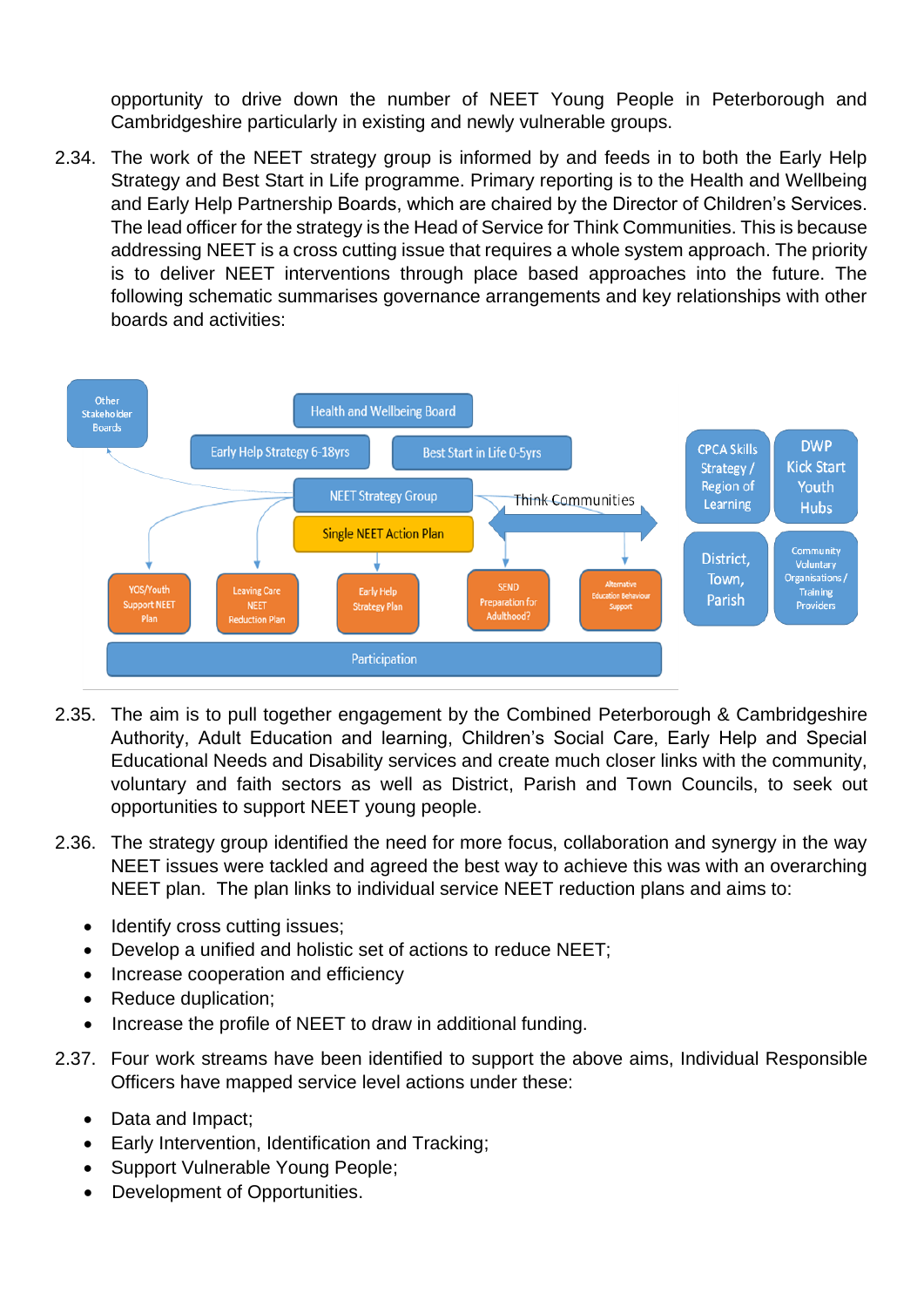opportunity to drive down the number of NEET Young People in Peterborough and Cambridgeshire particularly in existing and newly vulnerable groups.

2.34. The work of the NEET strategy group is informed by and feeds in to both the Early Help Strategy and Best Start in Life programme. Primary reporting is to the Health and Wellbeing and Early Help Partnership Boards, which are chaired by the Director of Children's Services. The lead officer for the strategy is the Head of Service for Think Communities. This is because addressing NEET is a cross cutting issue that requires a whole system approach. The priority is to deliver NEET interventions through place based approaches into the future. The following schematic summarises governance arrangements and key relationships with other boards and activities:

Other Stakeholder Boards

Health and Wellbeing Board

Early Help Strategy 6-18yrs

Best Start in Life 0-5yrs

NEET Strategy Group

Single NEET Action Plan

Think Communities

CPCA Skills Strategy / Region of Learning

DWP Kick Start Youth Hubs

District, Town, Parish

Community Voluntary Organisations / Training Providers

YOS/Youth Support NEET Plan

Leaving Care NEET Reduction Plan

Early Help Strategy Plan

SEND Preparation for Adulthood?

Alternative Education Behaviour Support

Participation

2.35. The aim is to pull together engagement by the Combined Peterborough & Cambridgeshire Authority, Adult Education and learning, Children's Social Care, Early Help and Special Educational Needs and Disability services and create much closer links with the community, voluntary and faith sectors as well as District, Parish and Town Councils, to seek out opportunities to support NEET young people.

2.36. The strategy group identified the need for more focus, collaboration and synergy in the way NEET issues were tackled and agreed the best way to achieve this was with an overarching NEET plan. The plan links to individual service NEET reduction plans and aims to:

- Identify cross cutting issues;
- Develop a unified and holistic set of actions to reduce NEET;
- Increase cooperation and efficiency
- Reduce duplication;
- Increase the profile of NEET to draw in additional funding.

2.37. Four work streams have been identified to support the above aims, Individual Responsible Officers have mapped service level actions under these:

- Data and Impact;
- Early Intervention, Identification and Tracking;
- Support Vulnerable Young People;
- Development of Opportunities.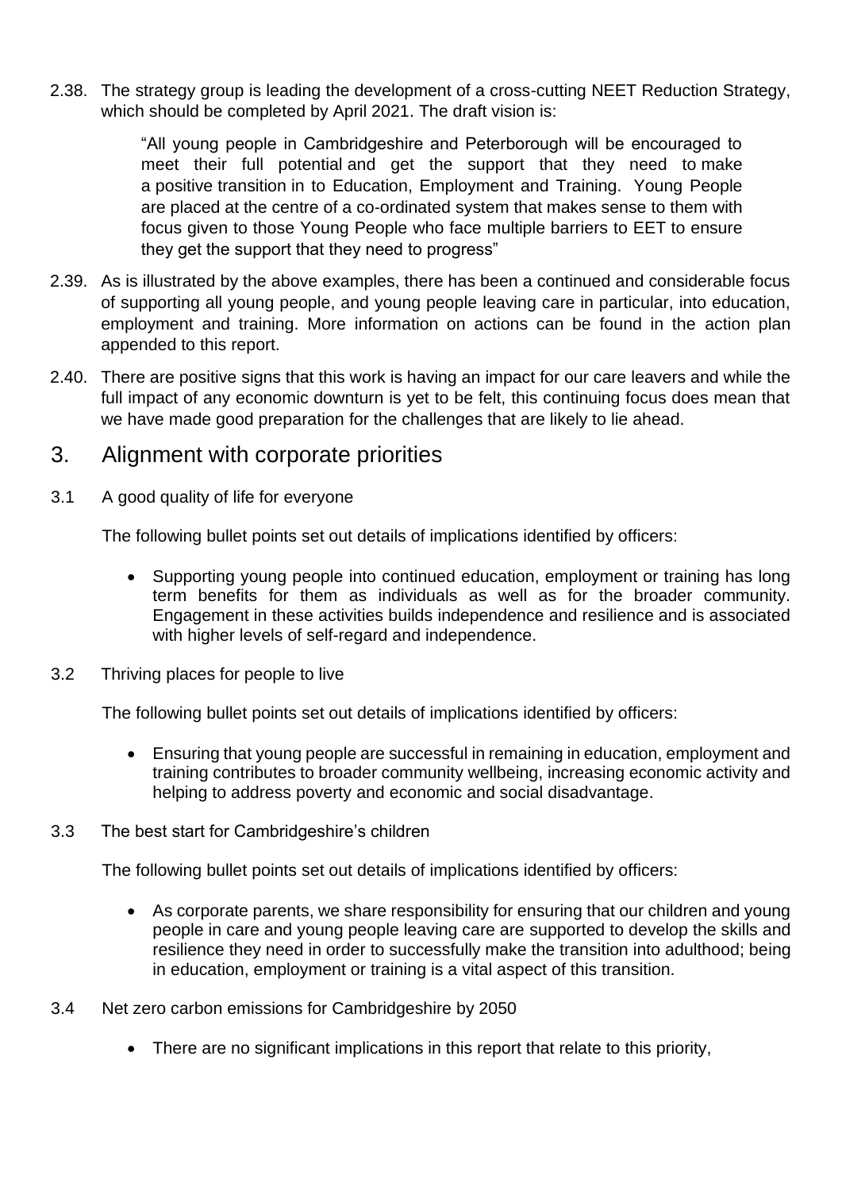2.38. The strategy group is leading the development of a cross-cutting NEET Reduction Strategy, which should be completed by April 2021. The draft vision is:

> "All young people in Cambridgeshire and Peterborough will be encouraged to meet their full potential and get the support that they need to make a positive transition in to Education, Employment and Training. Young People are placed at the centre of a co-ordinated system that makes sense to them with focus given to those Young People who face multiple barriers to EET to ensure they get the support that they need to progress"

2.39. As is illustrated by the above examples, there has been a continued and considerable focus of supporting all young people, and young people leaving care in particular, into education, employment and training. More information on actions can be found in the action plan appended to this report.

2.40. There are positive signs that this work is having an impact for our care leavers and while the full impact of any economic downturn is yet to be felt, this continuing focus does mean that we have made good preparation for the challenges that are likely to lie ahead.

## 3. Alignment with corporate priorities

3.1 A good quality of life for everyone

The following bullet points set out details of implications identified by officers:

- Supporting young people into continued education, employment or training has long term benefits for them as individuals as well as for the broader community. Engagement in these activities builds independence and resilience and is associated with higher levels of self-regard and independence.

3.2 Thriving places for people to live

The following bullet points set out details of implications identified by officers:

- Ensuring that young people are successful in remaining in education, employment and training contributes to broader community wellbeing, increasing economic activity and helping to address poverty and economic and social disadvantage.

3.3 The best start for Cambridgeshire's children

The following bullet points set out details of implications identified by officers:

- As corporate parents, we share responsibility for ensuring that our children and young people in care and young people leaving care are supported to develop the skills and resilience they need in order to successfully make the transition into adulthood; being in education, employment or training is a vital aspect of this transition.

3.4 Net zero carbon emissions for Cambridgeshire by 2050

- There are no significant implications in this report that relate to this priority,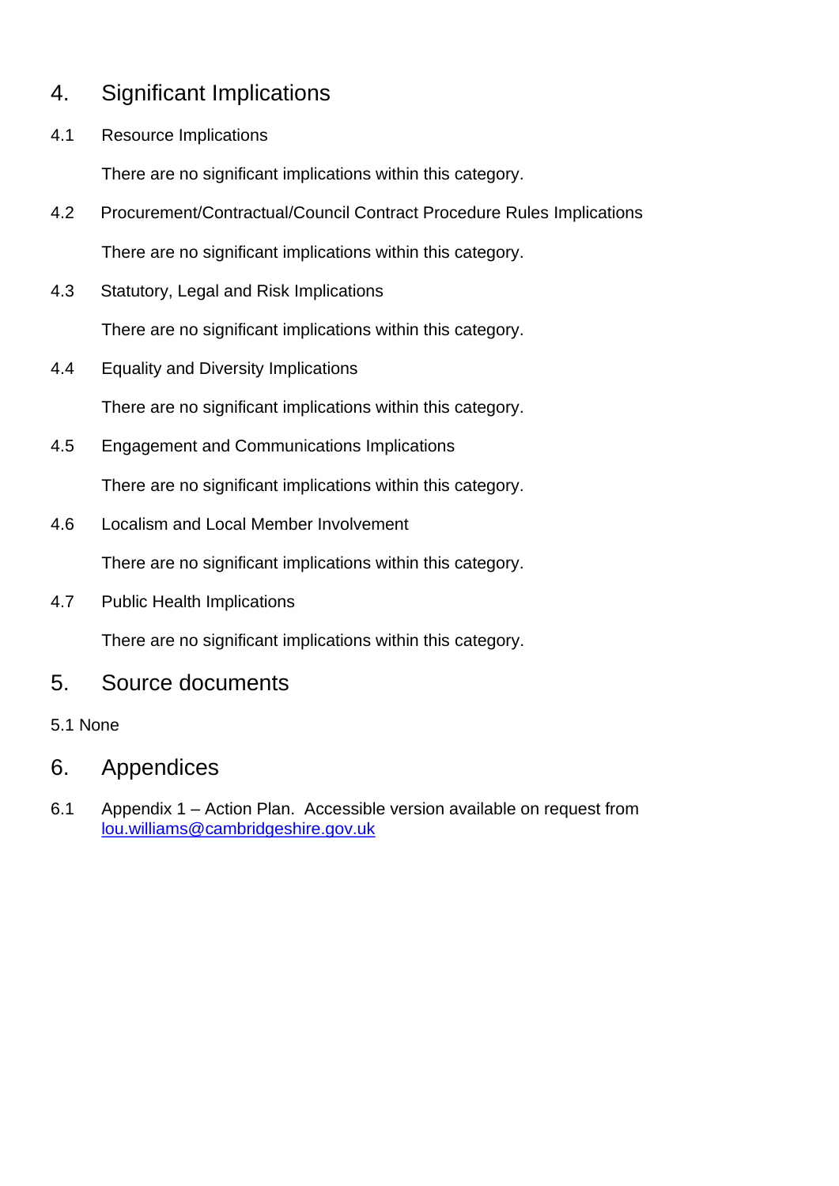## 4. Significant Implications

4.1 Resource Implications

There are no significant implications within this category.

4.2 Procurement/Contractual/Council Contract Procedure Rules Implications

There are no significant implications within this category.

4.3 Statutory, Legal and Risk Implications

There are no significant implications within this category.

4.4 Equality and Diversity Implications

There are no significant implications within this category.

4.5 Engagement and Communications Implications

There are no significant implications within this category.

4.6 Localism and Local Member Involvement

There are no significant implications within this category.

4.7 Public Health Implications

There are no significant implications within this category.

## 5. Source documents

5.1 None

## 6. Appendices

6.1 Appendix 1 – Action Plan. Accessible version available on request from lou.williams@cambridgeshire.gov.uk